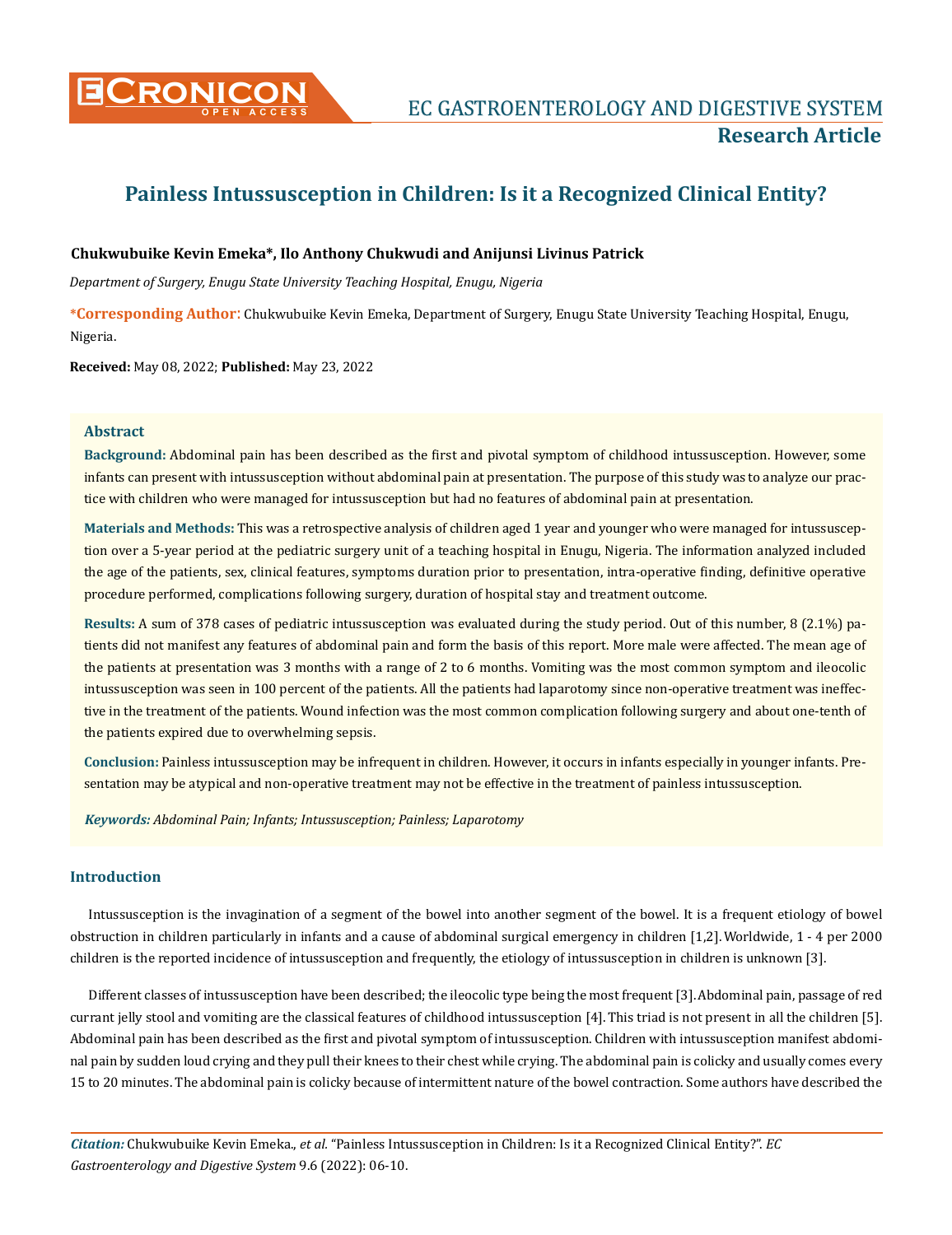# Painless Intussusception in Children: Is it a Recognized Clinical Entity?

**Chukwubuike Kevin Emeka*, Ilo Anthony Chukwudi and Anijunsi Livinus Patrick**

*Department of Surgery, Enugu State University Teaching Hospital, Enugu, Nigeria*

**\*Corresponding Author:** Chukwubuike Kevin Emeka, Department of Surgery, Enugu State University Teaching Hospital, Enugu, Nigeria.

**Received:** May 08, 2022; **Published:** May 23, 2022

## Abstract

**Background:** Abdominal pain has been described as the first and pivotal symptom of childhood intussusception. However, some infants can present with intussusception without abdominal pain at presentation. The purpose of this study was to analyze our practice with children who were managed for intussusception but had no features of abdominal pain at presentation.

**Materials and Methods:** This was a retrospective analysis of children aged 1 year and younger who were managed for intussusception over a 5-year period at the pediatric surgery unit of a teaching hospital in Enugu, Nigeria. The information analyzed included the age of the patients, sex, clinical features, symptoms duration prior to presentation, intra-operative finding, definitive operative procedure performed, complications following surgery, duration of hospital stay and treatment outcome.

**Results:** A sum of 378 cases of pediatric intussusception was evaluated during the study period. Out of this number, 8 (2.1%) patients did not manifest any features of abdominal pain and form the basis of this report. More male were affected. The mean age of the patients at presentation was 3 months with a range of 2 to 6 months. Vomiting was the most common symptom and ileocolic intussusception was seen in 100 percent of the patients. All the patients had laparotomy since non-operative treatment was ineffective in the treatment of the patients. Wound infection was the most common complication following surgery and about one-tenth of the patients expired due to overwhelming sepsis.

**Conclusion:** Painless intussusception may be infrequent in children. However, it occurs in infants especially in younger infants. Presentation may be atypical and non-operative treatment may not be effective in the treatment of painless intussusception.

***Keywords:*** *Abdominal Pain; Infants; Intussusception; Painless; Laparotomy*

## Introduction

Intussusception is the invagination of a segment of the bowel into another segment of the bowel. It is a frequent etiology of bowel obstruction in children particularly in infants and a cause of abdominal surgical emergency in children [1,2]. Worldwide, 1 - 4 per 2000 children is the reported incidence of intussusception and frequently, the etiology of intussusception in children is unknown [3].

Different classes of intussusception have been described; the ileocolic type being the most frequent [3]. Abdominal pain, passage of red currant jelly stool and vomiting are the classical features of childhood intussusception [4]. This triad is not present in all the children [5]. Abdominal pain has been described as the first and pivotal symptom of intussusception. Children with intussusception manifest abdominal pain by sudden loud crying and they pull their knees to their chest while crying. The abdominal pain is colicky and usually comes every 15 to 20 minutes. The abdominal pain is colicky because of intermittent nature of the bowel contraction. Some authors have described the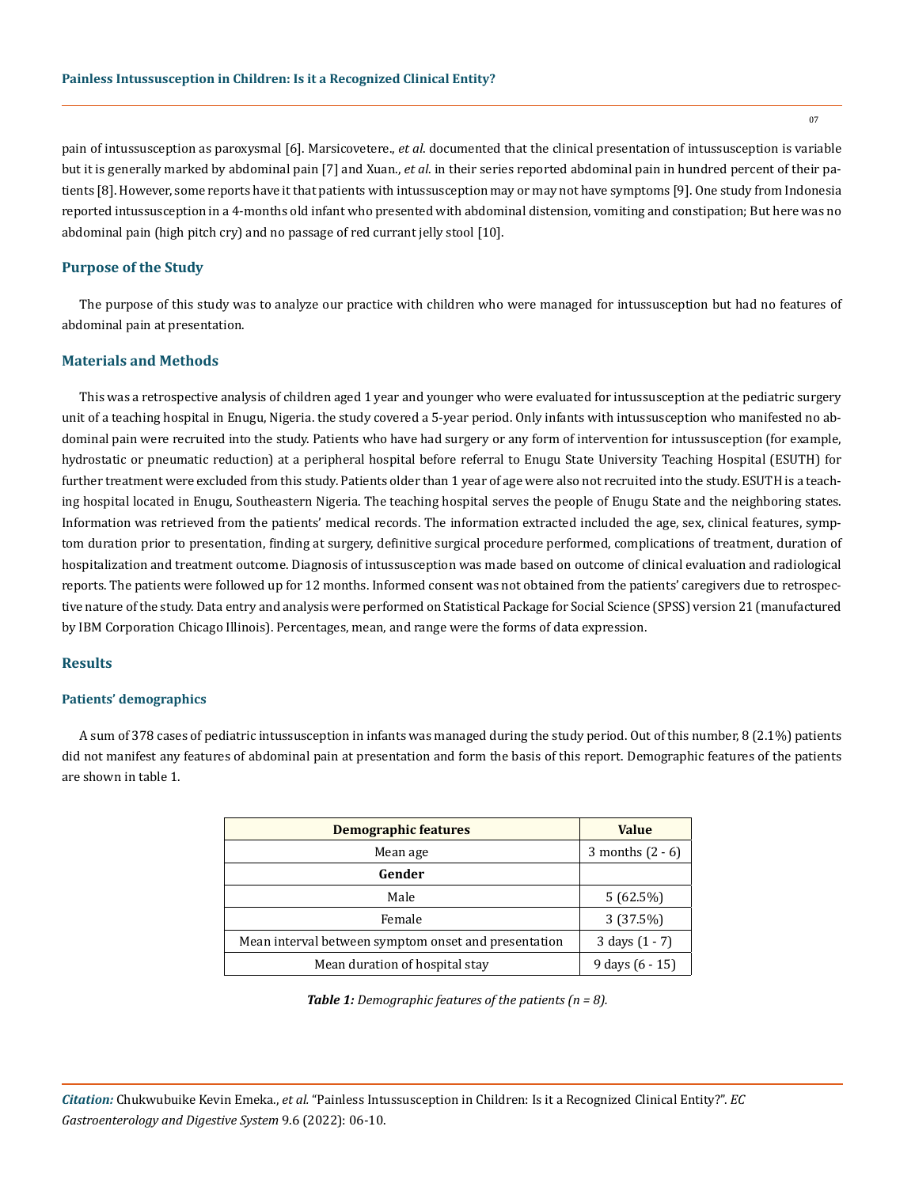pain of intussusception as paroxysmal [6]. Marsicovetere., *et al*. documented that the clinical presentation of intussusception is variable but it is generally marked by abdominal pain [7] and Xuan., *et al*. in their series reported abdominal pain in hundred percent of their patients [8]. However, some reports have it that patients with intussusception may or may not have symptoms [9]. One study from Indonesia reported intussusception in a 4-months old infant who presented with abdominal distension, vomiting and constipation; But here was no abdominal pain (high pitch cry) and no passage of red currant jelly stool [10].

## Purpose of the Study

The purpose of this study was to analyze our practice with children who were managed for intussusception but had no features of abdominal pain at presentation.

## Materials and Methods

This was a retrospective analysis of children aged 1 year and younger who were evaluated for intussusception at the pediatric surgery unit of a teaching hospital in Enugu, Nigeria. the study covered a 5-year period. Only infants with intussusception who manifested no abdominal pain were recruited into the study. Patients who have had surgery or any form of intervention for intussusception (for example, hydrostatic or pneumatic reduction) at a peripheral hospital before referral to Enugu State University Teaching Hospital (ESUTH) for further treatment were excluded from this study. Patients older than 1 year of age were also not recruited into the study. ESUTH is a teaching hospital located in Enugu, Southeastern Nigeria. The teaching hospital serves the people of Enugu State and the neighboring states. Information was retrieved from the patients' medical records. The information extracted included the age, sex, clinical features, symptom duration prior to presentation, finding at surgery, definitive surgical procedure performed, complications of treatment, duration of hospitalization and treatment outcome. Diagnosis of intussusception was made based on outcome of clinical evaluation and radiological reports. The patients were followed up for 12 months. Informed consent was not obtained from the patients' caregivers due to retrospective nature of the study. Data entry and analysis were performed on Statistical Package for Social Science (SPSS) version 21 (manufactured by IBM Corporation Chicago Illinois). Percentages, mean, and range were the forms of data expression.

## Results

### Patients' demographics

A sum of 378 cases of pediatric intussusception in infants was managed during the study period. Out of this number, 8 (2.1%) patients did not manifest any features of abdominal pain at presentation and form the basis of this report. Demographic features of the patients are shown in table 1.

| Demographic features | Value |
|---|---|
| Mean age | 3 months (2 - 6) |
| **Gender** | |
| Male | 5 (62.5%) |
| Female | 3 (37.5%) |
| Mean interval between symptom onset and presentation | 3 days (1 - 7) |
| Mean duration of hospital stay | 9 days (6 - 15) |

***Table 1:*** *Demographic features of the patients (n = 8).*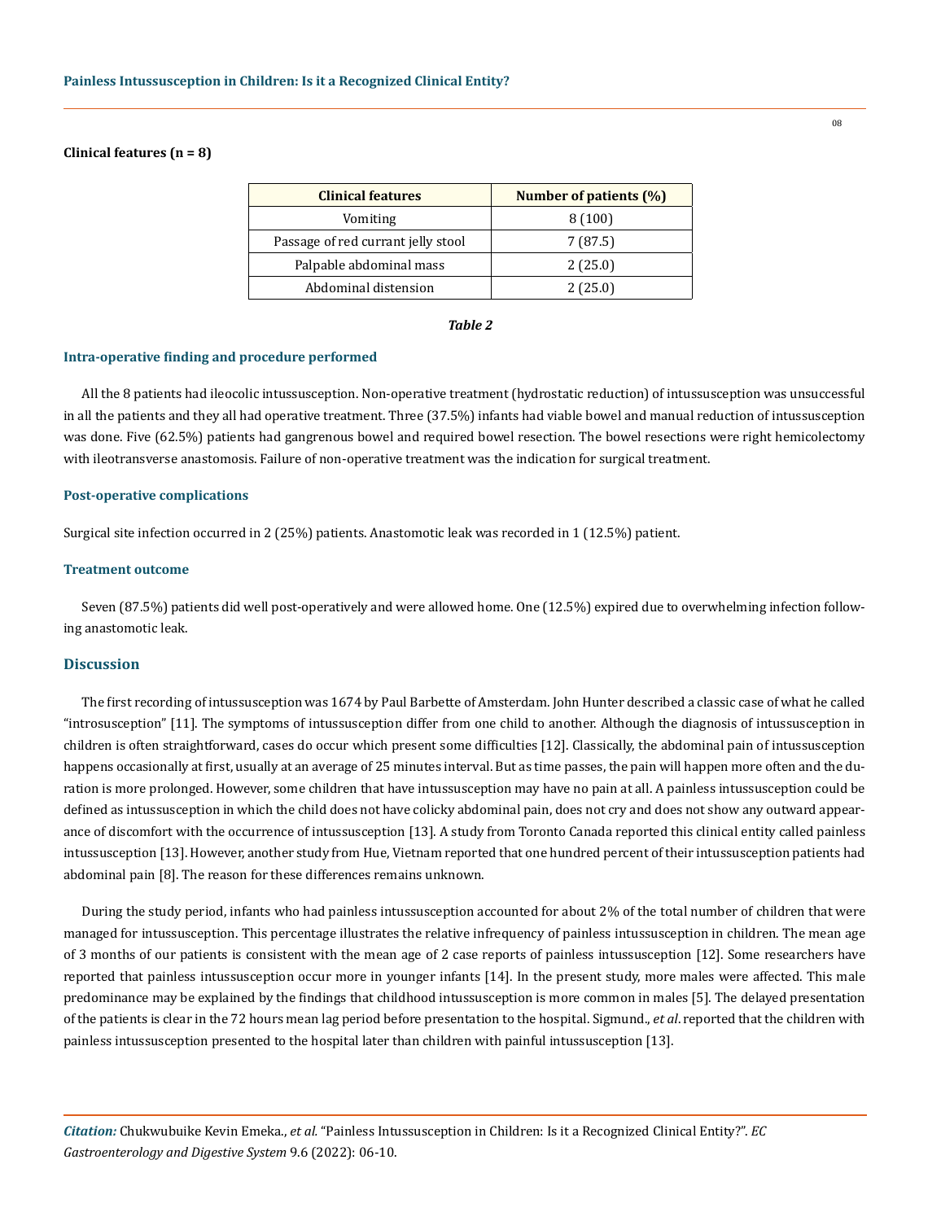**Clinical features (n = 8)**

| Clinical features | Number of patients (%) |
|---|---|
| Vomiting | 8 (100) |
| Passage of red currant jelly stool | 7 (87.5) |
| Palpable abdominal mass | 2 (25.0) |
| Abdominal distension | 2 (25.0) |

***Table 2***

### Intra-operative finding and procedure performed

All the 8 patients had ileocolic intussusception. Non-operative treatment (hydrostatic reduction) of intussusception was unsuccessful in all the patients and they all had operative treatment. Three (37.5%) infants had viable bowel and manual reduction of intussusception was done. Five (62.5%) patients had gangrenous bowel and required bowel resection. The bowel resections were right hemicolectomy with ileotransverse anastomosis. Failure of non-operative treatment was the indication for surgical treatment.

### Post-operative complications

Surgical site infection occurred in 2 (25%) patients. Anastomotic leak was recorded in 1 (12.5%) patient.

### Treatment outcome

Seven (87.5%) patients did well post-operatively and were allowed home. One (12.5%) expired due to overwhelming infection following anastomotic leak.

## Discussion

The first recording of intussusception was 1674 by Paul Barbette of Amsterdam. John Hunter described a classic case of what he called "introsusception" [11]. The symptoms of intussusception differ from one child to another. Although the diagnosis of intussusception in children is often straightforward, cases do occur which present some difficulties [12]. Classically, the abdominal pain of intussusception happens occasionally at first, usually at an average of 25 minutes interval. But as time passes, the pain will happen more often and the duration is more prolonged. However, some children that have intussusception may have no pain at all. A painless intussusception could be defined as intussusception in which the child does not have colicky abdominal pain, does not cry and does not show any outward appearance of discomfort with the occurrence of intussusception [13]. A study from Toronto Canada reported this clinical entity called painless intussusception [13]. However, another study from Hue, Vietnam reported that one hundred percent of their intussusception patients had abdominal pain [8]. The reason for these differences remains unknown.

During the study period, infants who had painless intussusception accounted for about 2% of the total number of children that were managed for intussusception. This percentage illustrates the relative infrequency of painless intussusception in children. The mean age of 3 months of our patients is consistent with the mean age of 2 case reports of painless intussusception [12]. Some researchers have reported that painless intussusception occur more in younger infants [14]. In the present study, more males were affected. This male predominance may be explained by the findings that childhood intussusception is more common in males [5]. The delayed presentation of the patients is clear in the 72 hours mean lag period before presentation to the hospital. Sigmund., *et al*. reported that the children with painless intussusception presented to the hospital later than children with painful intussusception [13].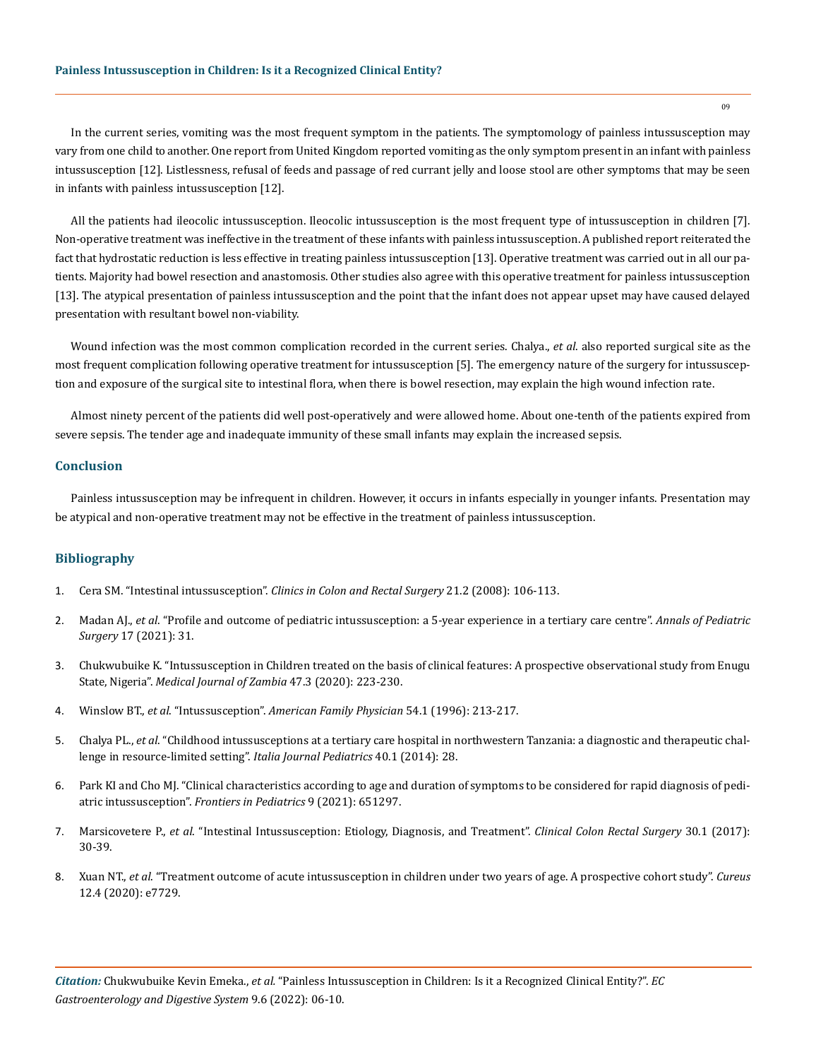In the current series, vomiting was the most frequent symptom in the patients. The symptomology of painless intussusception may vary from one child to another. One report from United Kingdom reported vomiting as the only symptom present in an infant with painless intussusception [12]. Listlessness, refusal of feeds and passage of red currant jelly and loose stool are other symptoms that may be seen in infants with painless intussusception [12].

All the patients had ileocolic intussusception. Ileocolic intussusception is the most frequent type of intussusception in children [7]. Non-operative treatment was ineffective in the treatment of these infants with painless intussusception. A published report reiterated the fact that hydrostatic reduction is less effective in treating painless intussusception [13]. Operative treatment was carried out in all our patients. Majority had bowel resection and anastomosis. Other studies also agree with this operative treatment for painless intussusception [13]. The atypical presentation of painless intussusception and the point that the infant does not appear upset may have caused delayed presentation with resultant bowel non-viability.

Wound infection was the most common complication recorded in the current series. Chalya., *et al*. also reported surgical site as the most frequent complication following operative treatment for intussusception [5]. The emergency nature of the surgery for intussusception and exposure of the surgical site to intestinal flora, when there is bowel resection, may explain the high wound infection rate.

Almost ninety percent of the patients did well post-operatively and were allowed home. About one-tenth of the patients expired from severe sepsis. The tender age and inadequate immunity of these small infants may explain the increased sepsis.

## Conclusion

Painless intussusception may be infrequent in children. However, it occurs in infants especially in younger infants. Presentation may be atypical and non-operative treatment may not be effective in the treatment of painless intussusception.

## Bibliography

1. Cera SM. "Intestinal intussusception". *Clinics in Colon and Rectal Surgery* 21.2 (2008): 106-113.
2. Madan AJ., *et al*. "Profile and outcome of pediatric intussusception: a 5-year experience in a tertiary care centre". *Annals of Pediatric Surgery* 17 (2021): 31.
3. Chukwubuike K. "Intussusception in Children treated on the basis of clinical features: A prospective observational study from Enugu State, Nigeria". *Medical Journal of Zambia* 47.3 (2020): 223-230.
4. Winslow BT., *et al*. "Intussusception". *American Family Physician* 54.1 (1996): 213-217.
5. Chalya PL., *et al*. "Childhood intussusceptions at a tertiary care hospital in northwestern Tanzania: a diagnostic and therapeutic challenge in resource-limited setting". *Italia Journal Pediatrics* 40.1 (2014): 28.
6. Park KI and Cho MJ. "Clinical characteristics according to age and duration of symptoms to be considered for rapid diagnosis of pediatric intussusception". *Frontiers in Pediatrics* 9 (2021): 651297.
7. Marsicovetere P., *et al*. "Intestinal Intussusception: Etiology, Diagnosis, and Treatment". *Clinical Colon Rectal Surgery* 30.1 (2017): 30-39.
8. Xuan NT., *et al*. "Treatment outcome of acute intussusception in children under two years of age. A prospective cohort study". *Cureus* 12.4 (2020): e7729.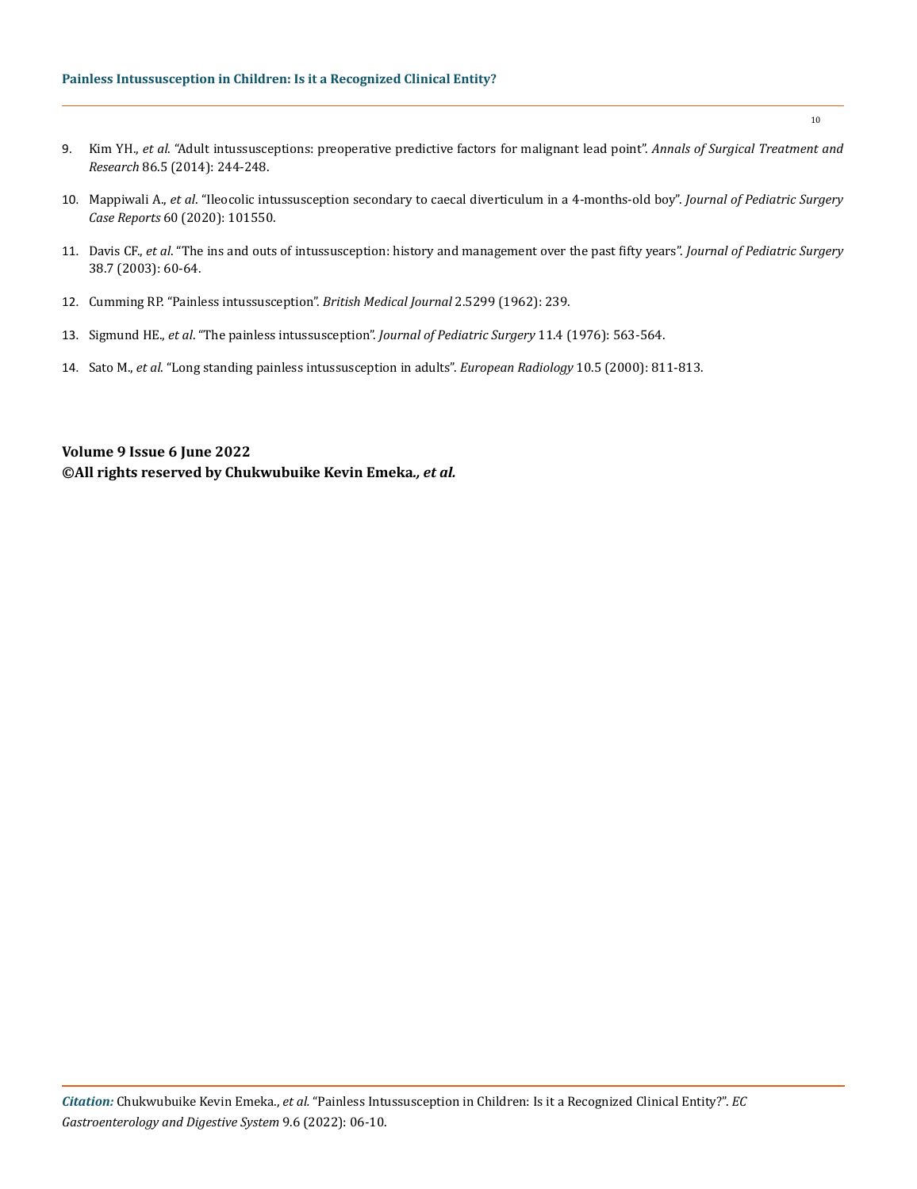9. Kim YH., *et al*. "Adult intussusceptions: preoperative predictive factors for malignant lead point". *Annals of Surgical Treatment and Research* 86.5 (2014): 244-248.

10. Mappiwali A., *et al*. "Ileocolic intussusception secondary to caecal diverticulum in a 4-months-old boy". *Journal of Pediatric Surgery Case Reports* 60 (2020): 101550.

11. Davis CF., *et al*. "The ins and outs of intussusception: history and management over the past fifty years". *Journal of Pediatric Surgery* 38.7 (2003): 60-64.

12. Cumming RP. "Painless intussusception". *British Medical Journal* 2.5299 (1962): 239.

13. Sigmund HE., *et al*. "The painless intussusception". *Journal of Pediatric Surgery* 11.4 (1976): 563-564.

14. Sato M., *et al*. "Long standing painless intussusception in adults". *European Radiology* 10.5 (2000): 811-813.

**Volume 9 Issue 6 June 2022**
**©All rights reserved by Chukwubuike Kevin Emeka*., et al.***